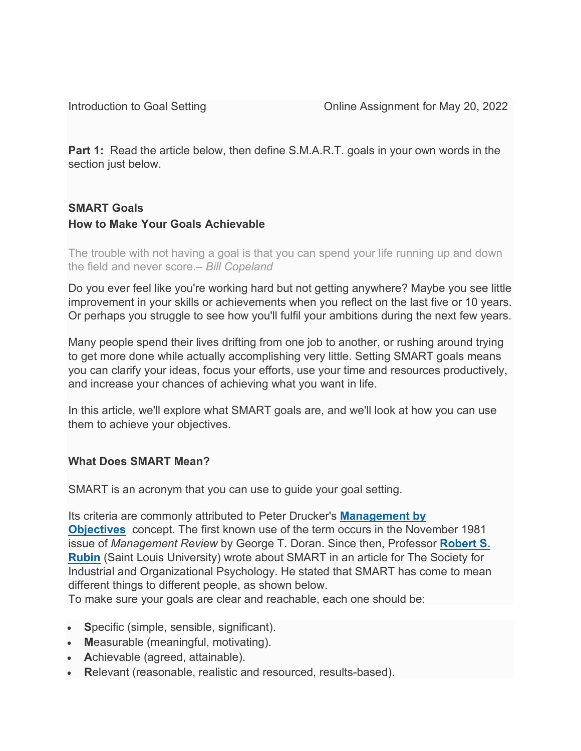Introduction to Goal Setting Online Assignment for May 20, 2022

**Part 1:** Read the article below, then define S.M.A.R.T. goals in your own words in the section just below.

**SMART Goals**
**How to Make Your Goals Achievable**

The trouble with not having a goal is that you can spend your life running up and down the field and never score.– *Bill Copeland*

Do you ever feel like you're working hard but not getting anywhere? Maybe you see little improvement in your skills or achievements when you reflect on the last five or 10 years. Or perhaps you struggle to see how you'll fulfil your ambitions during the next few years.

Many people spend their lives drifting from one job to another, or rushing around trying to get more done while actually accomplishing very little. Setting SMART goals means you can clarify your ideas, focus your efforts, use your time and resources productively, and increase your chances of achieving what you want in life.

In this article, we'll explore what SMART goals are, and we'll look at how you can use them to achieve your objectives.

**What Does SMART Mean?**

SMART is an acronym that you can use to guide your goal setting.

Its criteria are commonly attributed to Peter Drucker's **Management by Objectives** concept. The first known use of the term occurs in the November 1981 issue of *Management Review* by George T. Doran. Since then, Professor **Robert S. Rubin** (Saint Louis University) wrote about SMART in an article for The Society for Industrial and Organizational Psychology. He stated that SMART has come to mean different things to different people, as shown below.
To make sure your goals are clear and reachable, each one should be:

- **S**pecific (simple, sensible, significant).
- **M**easurable (meaningful, motivating).
- **A**chievable (agreed, attainable).
- **R**elevant (reasonable, realistic and resourced, results-based).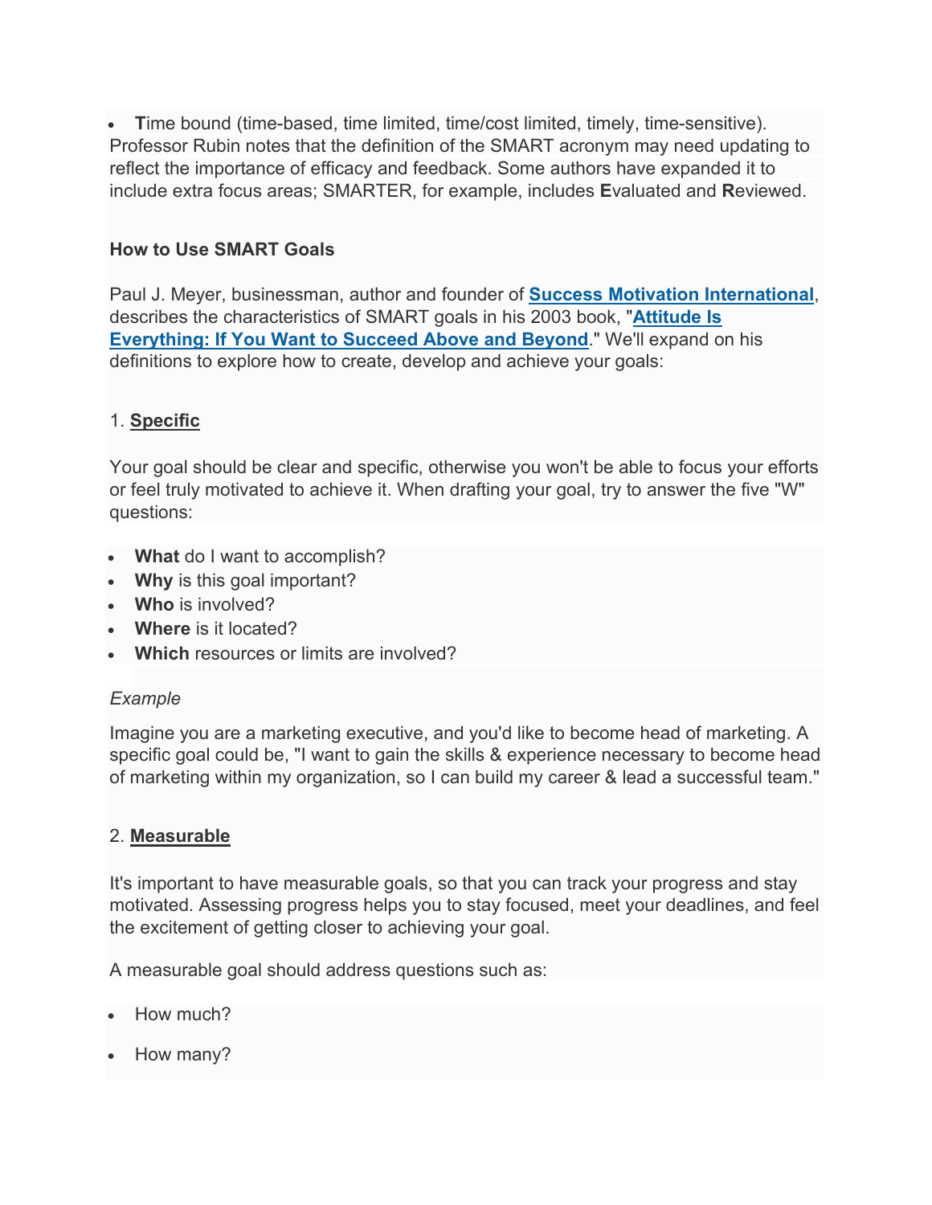- **T**ime bound (time-based, time limited, time/cost limited, timely, time-sensitive).

Professor Rubin notes that the definition of the SMART acronym may need updating to reflect the importance of efficacy and feedback. Some authors have expanded it to include extra focus areas; SMARTER, for example, includes **E**valuated and **R**eviewed.

**How to Use SMART Goals**

Paul J. Meyer, businessman, author and founder of **Success Motivation International**, describes the characteristics of SMART goals in his 2003 book, "**Attitude Is Everything: If You Want to Succeed Above and Beyond**." We'll expand on his definitions to explore how to create, develop and achieve your goals:

1. **Specific**

Your goal should be clear and specific, otherwise you won't be able to focus your efforts or feel truly motivated to achieve it. When drafting your goal, try to answer the five "W" questions:

- **What** do I want to accomplish?
- **Why** is this goal important?
- **Who** is involved?
- **Where** is it located?
- **Which** resources or limits are involved?

*Example*

Imagine you are a marketing executive, and you'd like to become head of marketing. A specific goal could be, "I want to gain the skills & experience necessary to become head of marketing within my organization, so I can build my career & lead a successful team."

2. **Measurable**

It's important to have measurable goals, so that you can track your progress and stay motivated. Assessing progress helps you to stay focused, meet your deadlines, and feel the excitement of getting closer to achieving your goal.

A measurable goal should address questions such as:

- How much?
- How many?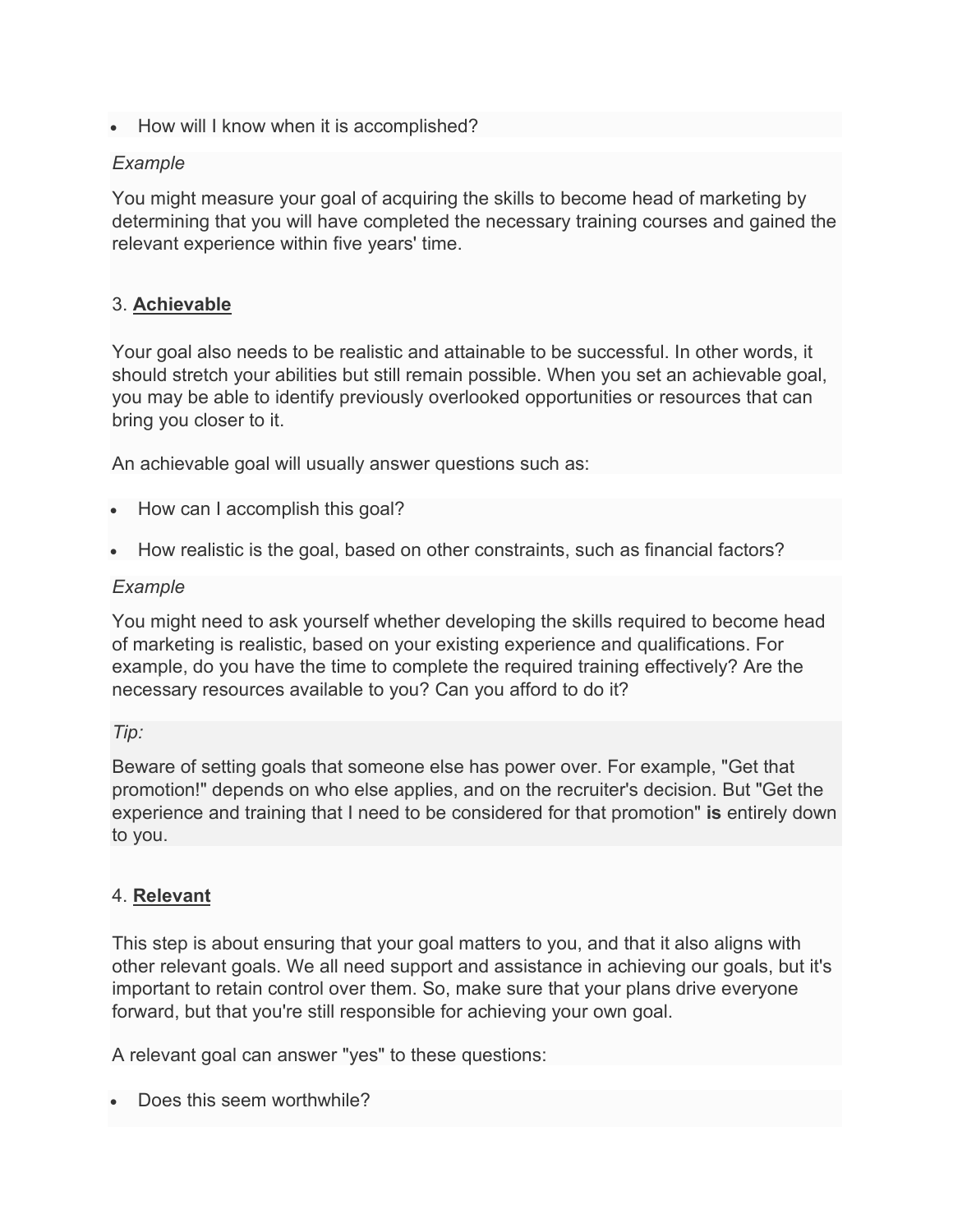- How will I know when it is accomplished?

*Example*

You might measure your goal of acquiring the skills to become head of marketing by determining that you will have completed the necessary training courses and gained the relevant experience within five years' time.

3. **Achievable**

Your goal also needs to be realistic and attainable to be successful. In other words, it should stretch your abilities but still remain possible. When you set an achievable goal, you may be able to identify previously overlooked opportunities or resources that can bring you closer to it.

An achievable goal will usually answer questions such as:

- How can I accomplish this goal?
- How realistic is the goal, based on other constraints, such as financial factors?

*Example*

You might need to ask yourself whether developing the skills required to become head of marketing is realistic, based on your existing experience and qualifications. For example, do you have the time to complete the required training effectively? Are the necessary resources available to you? Can you afford to do it?

*Tip:*

Beware of setting goals that someone else has power over. For example, "Get that promotion!" depends on who else applies, and on the recruiter's decision. But "Get the experience and training that I need to be considered for that promotion" **is** entirely down to you.

4. **Relevant**

This step is about ensuring that your goal matters to you, and that it also aligns with other relevant goals. We all need support and assistance in achieving our goals, but it's important to retain control over them. So, make sure that your plans drive everyone forward, but that you're still responsible for achieving your own goal.

A relevant goal can answer "yes" to these questions:

- Does this seem worthwhile?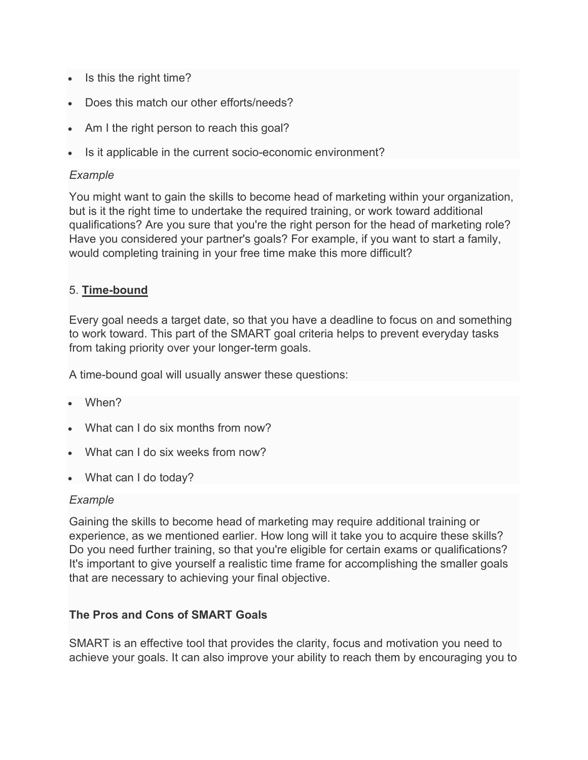- Is this the right time?
- Does this match our other efforts/needs?
- Am I the right person to reach this goal?
- Is it applicable in the current socio-economic environment?

*Example*

You might want to gain the skills to become head of marketing within your organization, but is it the right time to undertake the required training, or work toward additional qualifications? Are you sure that you're the right person for the head of marketing role? Have you considered your partner's goals? For example, if you want to start a family, would completing training in your free time make this more difficult?

5. **Time-bound**

Every goal needs a target date, so that you have a deadline to focus on and something to work toward. This part of the SMART goal criteria helps to prevent everyday tasks from taking priority over your longer-term goals.

A time-bound goal will usually answer these questions:

- When?
- What can I do six months from now?
- What can I do six weeks from now?
- What can I do today?

*Example*

Gaining the skills to become head of marketing may require additional training or experience, as we mentioned earlier. How long will it take you to acquire these skills? Do you need further training, so that you're eligible for certain exams or qualifications? It's important to give yourself a realistic time frame for accomplishing the smaller goals that are necessary to achieving your final objective.

**The Pros and Cons of SMART Goals**

SMART is an effective tool that provides the clarity, focus and motivation you need to achieve your goals. It can also improve your ability to reach them by encouraging you to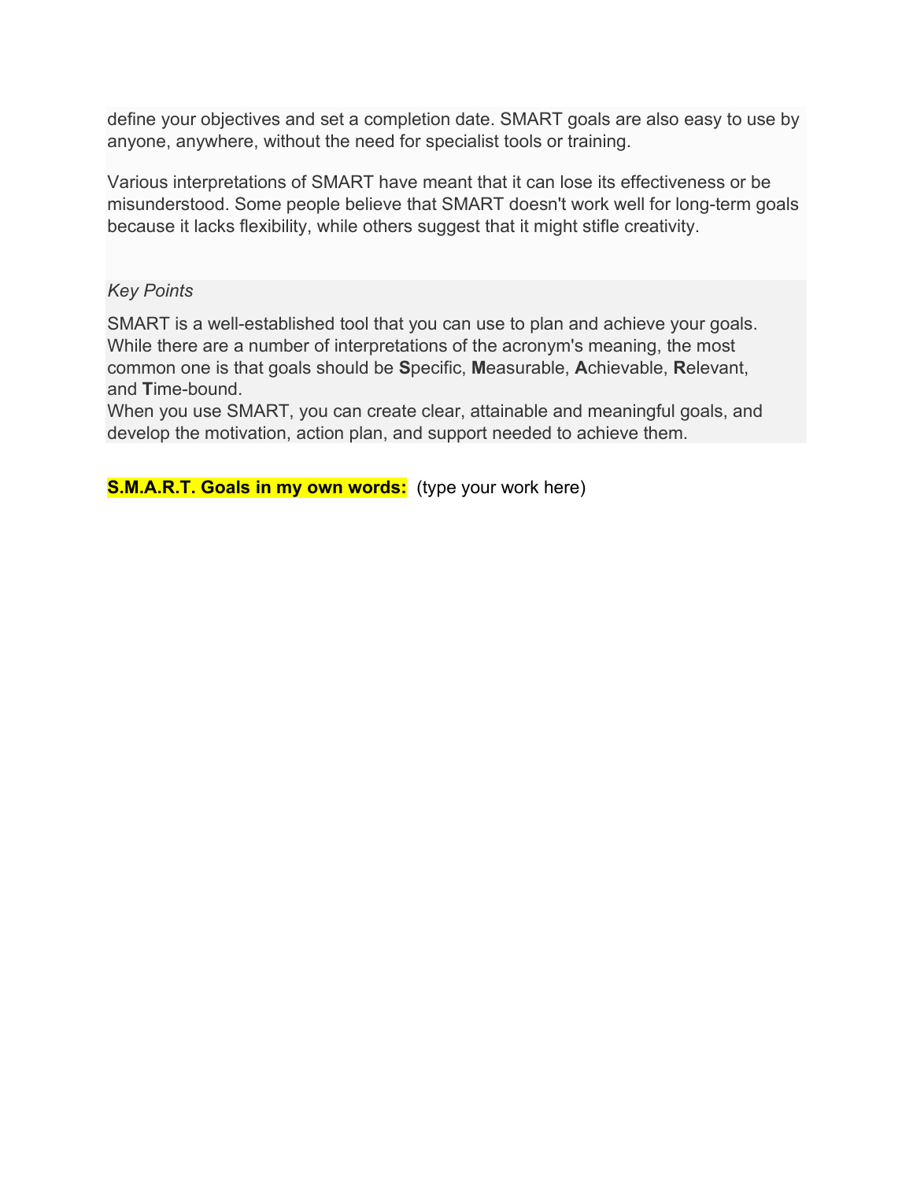define your objectives and set a completion date. SMART goals are also easy to use by anyone, anywhere, without the need for specialist tools or training.

Various interpretations of SMART have meant that it can lose its effectiveness or be misunderstood. Some people believe that SMART doesn't work well for long-term goals because it lacks flexibility, while others suggest that it might stifle creativity.

*Key Points*

SMART is a well-established tool that you can use to plan and achieve your goals. While there are a number of interpretations of the acronym's meaning, the most common one is that goals should be **S**pecific, **M**easurable, **A**chievable, **R**elevant, and **T**ime-bound.
When you use SMART, you can create clear, attainable and meaningful goals, and develop the motivation, action plan, and support needed to achieve them.

**S.M.A.R.T. Goals in my own words:** (type your work here)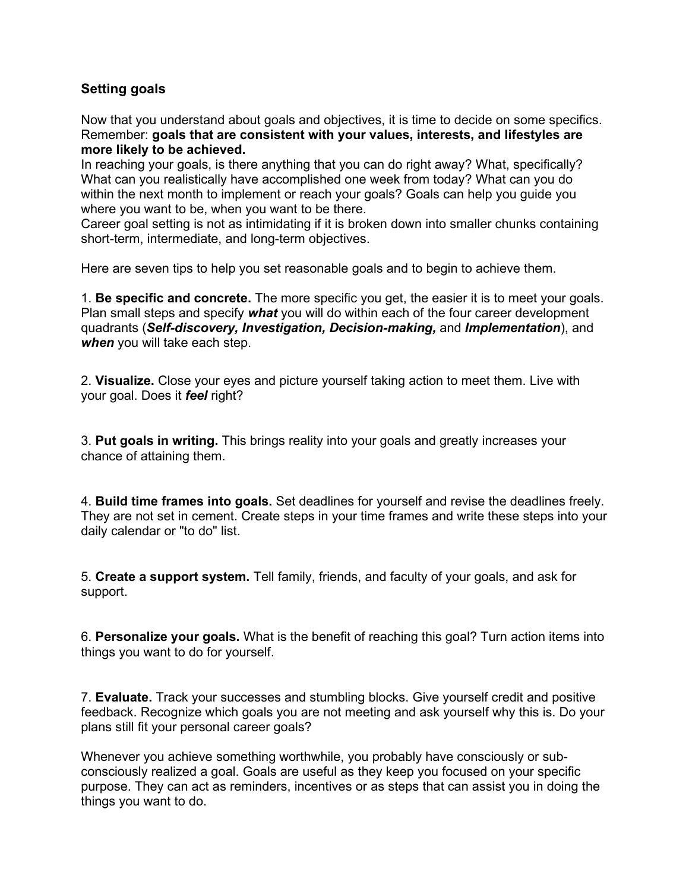## Setting goals

Now that you understand about goals and objectives, it is time to decide on some specifics. Remember: **goals that are consistent with your values, interests, and lifestyles are more likely to be achieved.**

In reaching your goals, is there anything that you can do right away? What, specifically? What can you realistically have accomplished one week from today? What can you do within the next month to implement or reach your goals? Goals can help you guide you where you want to be, when you want to be there.

Career goal setting is not as intimidating if it is broken down into smaller chunks containing short-term, intermediate, and long-term objectives.

Here are seven tips to help you set reasonable goals and to begin to achieve them.

1. **Be specific and concrete.** The more specific you get, the easier it is to meet your goals. Plan small steps and specify ***what*** you will do within each of the four career development quadrants (***Self-discovery, Investigation, Decision-making,*** and ***Implementation***), and ***when*** you will take each step.

2. **Visualize.** Close your eyes and picture yourself taking action to meet them. Live with your goal. Does it ***feel*** right?

3. **Put goals in writing.** This brings reality into your goals and greatly increases your chance of attaining them.

4. **Build time frames into goals.** Set deadlines for yourself and revise the deadlines freely. They are not set in cement. Create steps in your time frames and write these steps into your daily calendar or "to do" list.

5. **Create a support system.** Tell family, friends, and faculty of your goals, and ask for support.

6. **Personalize your goals.** What is the benefit of reaching this goal? Turn action items into things you want to do for yourself.

7. **Evaluate.** Track your successes and stumbling blocks. Give yourself credit and positive feedback. Recognize which goals you are not meeting and ask yourself why this is. Do your plans still fit your personal career goals?

Whenever you achieve something worthwhile, you probably have consciously or sub-consciously realized a goal. Goals are useful as they keep you focused on your specific purpose. They can act as reminders, incentives or as steps that can assist you in doing the things you want to do.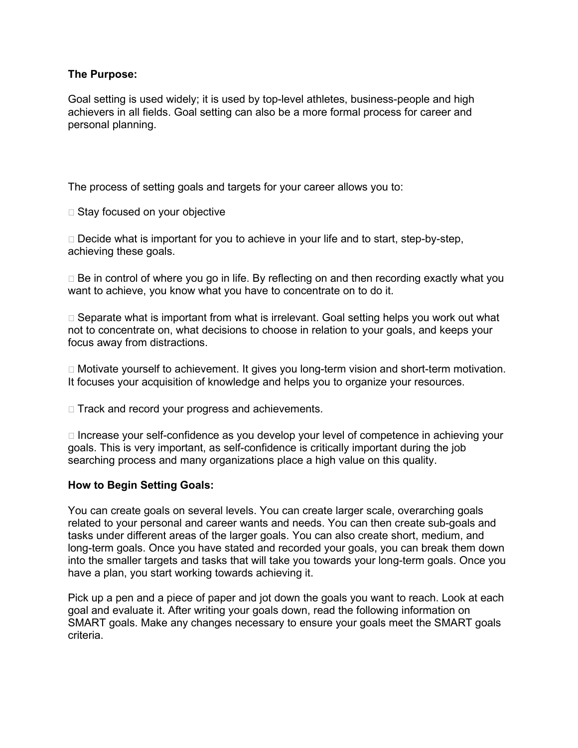**The Purpose:**

Goal setting is used widely; it is used by top-level athletes, business-people and high achievers in all fields. Goal setting can also be a more formal process for career and personal planning.

The process of setting goals and targets for your career allows you to:

- Stay focused on your objective
- Decide what is important for you to achieve in your life and to start, step-by-step, achieving these goals.
- Be in control of where you go in life. By reflecting on and then recording exactly what you want to achieve, you know what you have to concentrate on to do it.
- Separate what is important from what is irrelevant. Goal setting helps you work out what not to concentrate on, what decisions to choose in relation to your goals, and keeps your focus away from distractions.
- Motivate yourself to achievement. It gives you long-term vision and short-term motivation. It focuses your acquisition of knowledge and helps you to organize your resources.
- Track and record your progress and achievements.
- Increase your self-confidence as you develop your level of competence in achieving your goals. This is very important, as self-confidence is critically important during the job searching process and many organizations place a high value on this quality.

**How to Begin Setting Goals:**

You can create goals on several levels. You can create larger scale, overarching goals related to your personal and career wants and needs. You can then create sub-goals and tasks under different areas of the larger goals. You can also create short, medium, and long-term goals. Once you have stated and recorded your goals, you can break them down into the smaller targets and tasks that will take you towards your long-term goals. Once you have a plan, you start working towards achieving it.

Pick up a pen and a piece of paper and jot down the goals you want to reach. Look at each goal and evaluate it. After writing your goals down, read the following information on SMART goals. Make any changes necessary to ensure your goals meet the SMART goals criteria.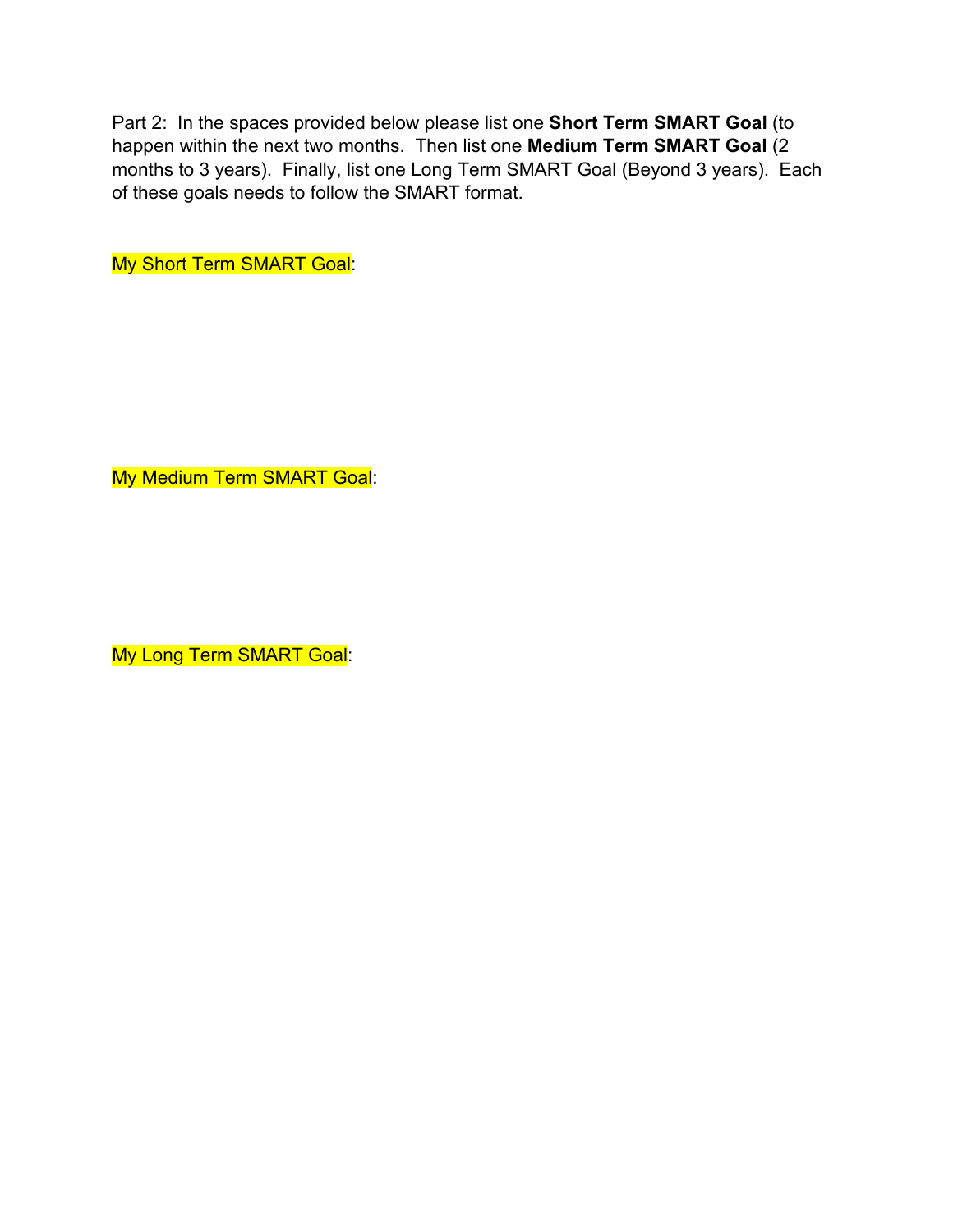Part 2: In the spaces provided below please list one **Short Term SMART Goal** (to happen within the next two months. Then list one **Medium Term SMART Goal** (2 months to 3 years). Finally, list one Long Term SMART Goal (Beyond 3 years). Each of these goals needs to follow the SMART format.

My Short Term SMART Goal:

My Medium Term SMART Goal:

My Long Term SMART Goal: